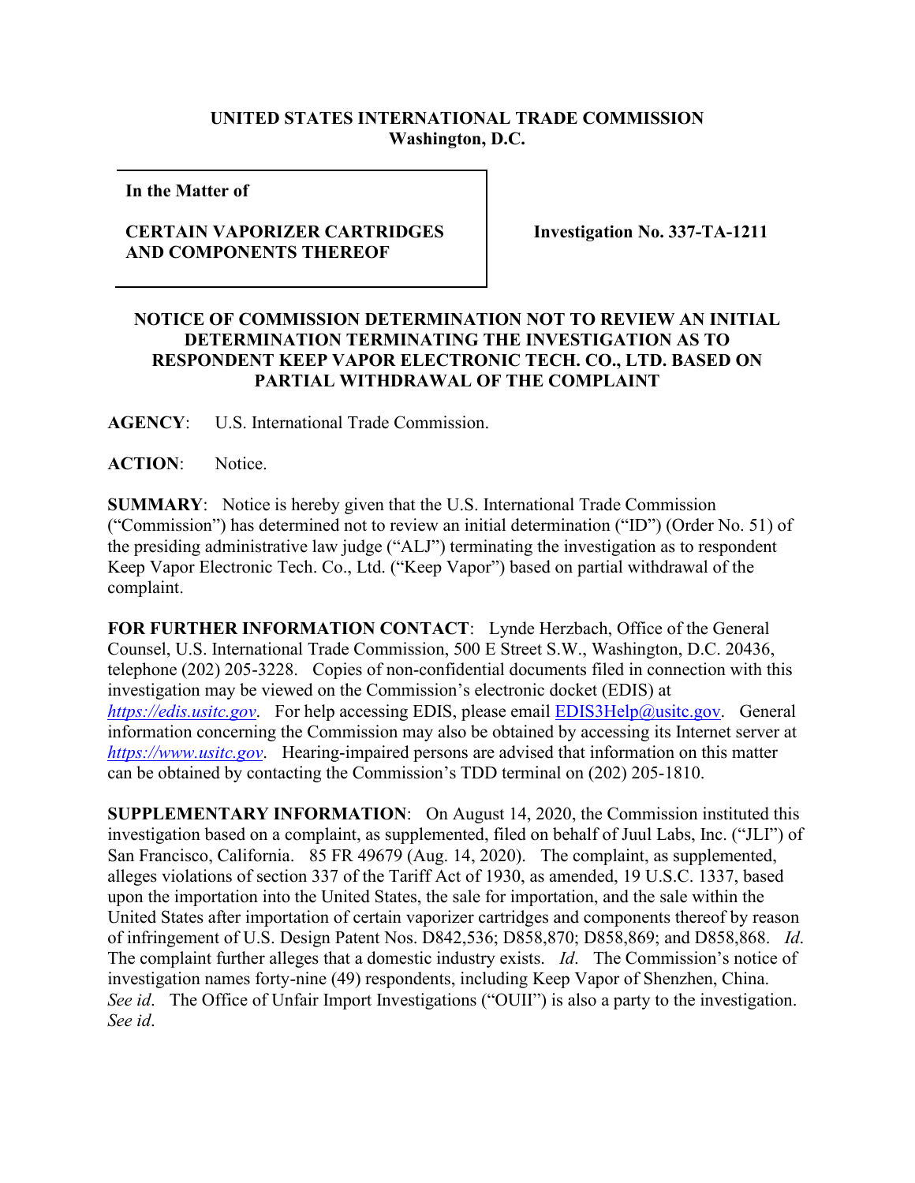**UNITED STATES INTERNATIONAL TRADE COMMISSION**
**Washington, D.C.**

| In the Matter of<br><br>**CERTAIN VAPORIZER CARTRIDGES AND COMPONENTS THEREOF** | **Investigation No. 337-TA-1211** |
|---|---|

**NOTICE OF COMMISSION DETERMINATION NOT TO REVIEW AN INITIAL DETERMINATION TERMINATING THE INVESTIGATION AS TO RESPONDENT KEEP VAPOR ELECTRONIC TECH. CO., LTD. BASED ON PARTIAL WITHDRAWAL OF THE COMPLAINT**

**AGENCY**: U.S. International Trade Commission.

**ACTION**: Notice.

**SUMMARY**: Notice is hereby given that the U.S. International Trade Commission ("Commission") has determined not to review an initial determination ("ID") (Order No. 51) of the presiding administrative law judge ("ALJ") terminating the investigation as to respondent Keep Vapor Electronic Tech. Co., Ltd. ("Keep Vapor") based on partial withdrawal of the complaint.

**FOR FURTHER INFORMATION CONTACT**: Lynde Herzbach, Office of the General Counsel, U.S. International Trade Commission, 500 E Street S.W., Washington, D.C. 20436, telephone (202) 205-3228. Copies of non-confidential documents filed in connection with this investigation may be viewed on the Commission's electronic docket (EDIS) at *https://edis.usitc.gov*. For help accessing EDIS, please email EDIS3Help@usitc.gov. General information concerning the Commission may also be obtained by accessing its Internet server at *https://www.usitc.gov*. Hearing-impaired persons are advised that information on this matter can be obtained by contacting the Commission's TDD terminal on (202) 205-1810.

**SUPPLEMENTARY INFORMATION**: On August 14, 2020, the Commission instituted this investigation based on a complaint, as supplemented, filed on behalf of Juul Labs, Inc. ("JLI") of San Francisco, California. 85 FR 49679 (Aug. 14, 2020). The complaint, as supplemented, alleges violations of section 337 of the Tariff Act of 1930, as amended, 19 U.S.C. 1337, based upon the importation into the United States, the sale for importation, and the sale within the United States after importation of certain vaporizer cartridges and components thereof by reason of infringement of U.S. Design Patent Nos. D842,536; D858,870; D858,869; and D858,868. *Id*. The complaint further alleges that a domestic industry exists. *Id*. The Commission's notice of investigation names forty-nine (49) respondents, including Keep Vapor of Shenzhen, China. *See id*. The Office of Unfair Import Investigations ("OUII") is also a party to the investigation. *See id*.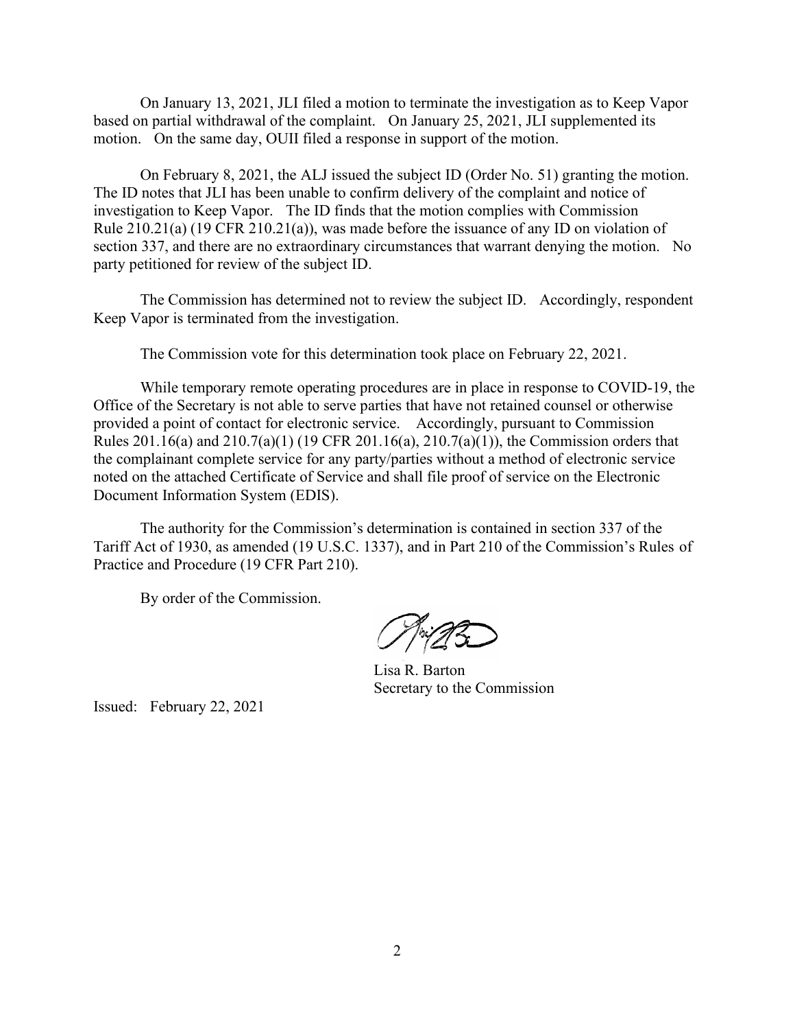On January 13, 2021, JLI filed a motion to terminate the investigation as to Keep Vapor based on partial withdrawal of the complaint. On January 25, 2021, JLI supplemented its motion. On the same day, OUII filed a response in support of the motion.

On February 8, 2021, the ALJ issued the subject ID (Order No. 51) granting the motion. The ID notes that JLI has been unable to confirm delivery of the complaint and notice of investigation to Keep Vapor. The ID finds that the motion complies with Commission Rule 210.21(a) (19 CFR 210.21(a)), was made before the issuance of any ID on violation of section 337, and there are no extraordinary circumstances that warrant denying the motion. No party petitioned for review of the subject ID.

The Commission has determined not to review the subject ID. Accordingly, respondent Keep Vapor is terminated from the investigation.

The Commission vote for this determination took place on February 22, 2021.

While temporary remote operating procedures are in place in response to COVID-19, the Office of the Secretary is not able to serve parties that have not retained counsel or otherwise provided a point of contact for electronic service. Accordingly, pursuant to Commission Rules 201.16(a) and 210.7(a)(1) (19 CFR 201.16(a), 210.7(a)(1)), the Commission orders that the complainant complete service for any party/parties without a method of electronic service noted on the attached Certificate of Service and shall file proof of service on the Electronic Document Information System (EDIS).

The authority for the Commission's determination is contained in section 337 of the Tariff Act of 1930, as amended (19 U.S.C. 1337), and in Part 210 of the Commission's Rules of Practice and Procedure (19 CFR Part 210).

By order of the Commission.

Lisa R. Barton
Secretary to the Commission

Issued: February 22, 2021